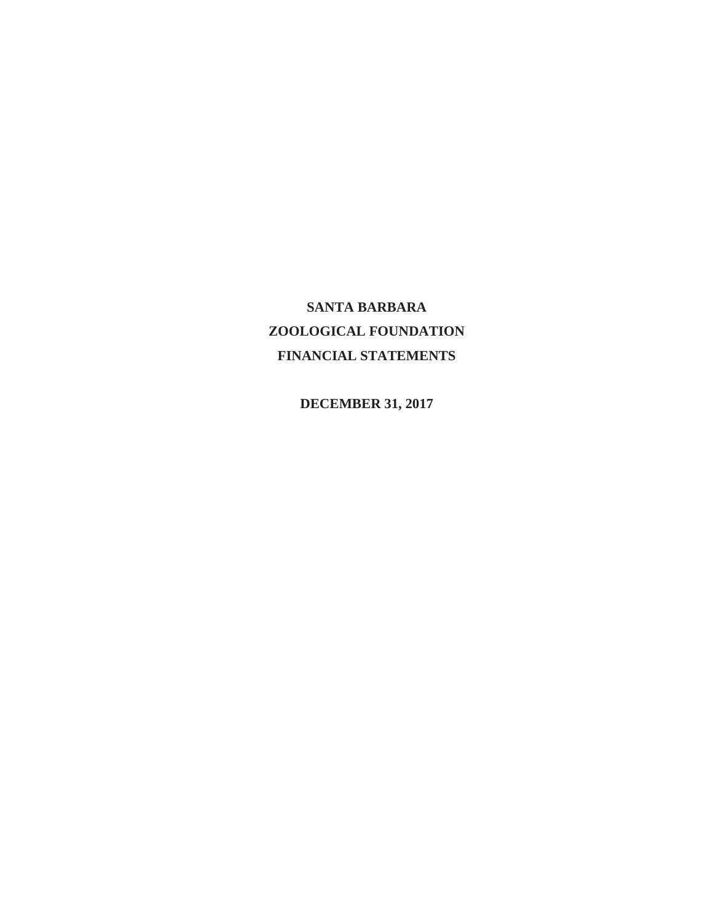# SANTA BARBARA

# ZOOLOGICAL FOUNDATION

# FINANCIAL STATEMENTS

**DECEMBER 31, 2017**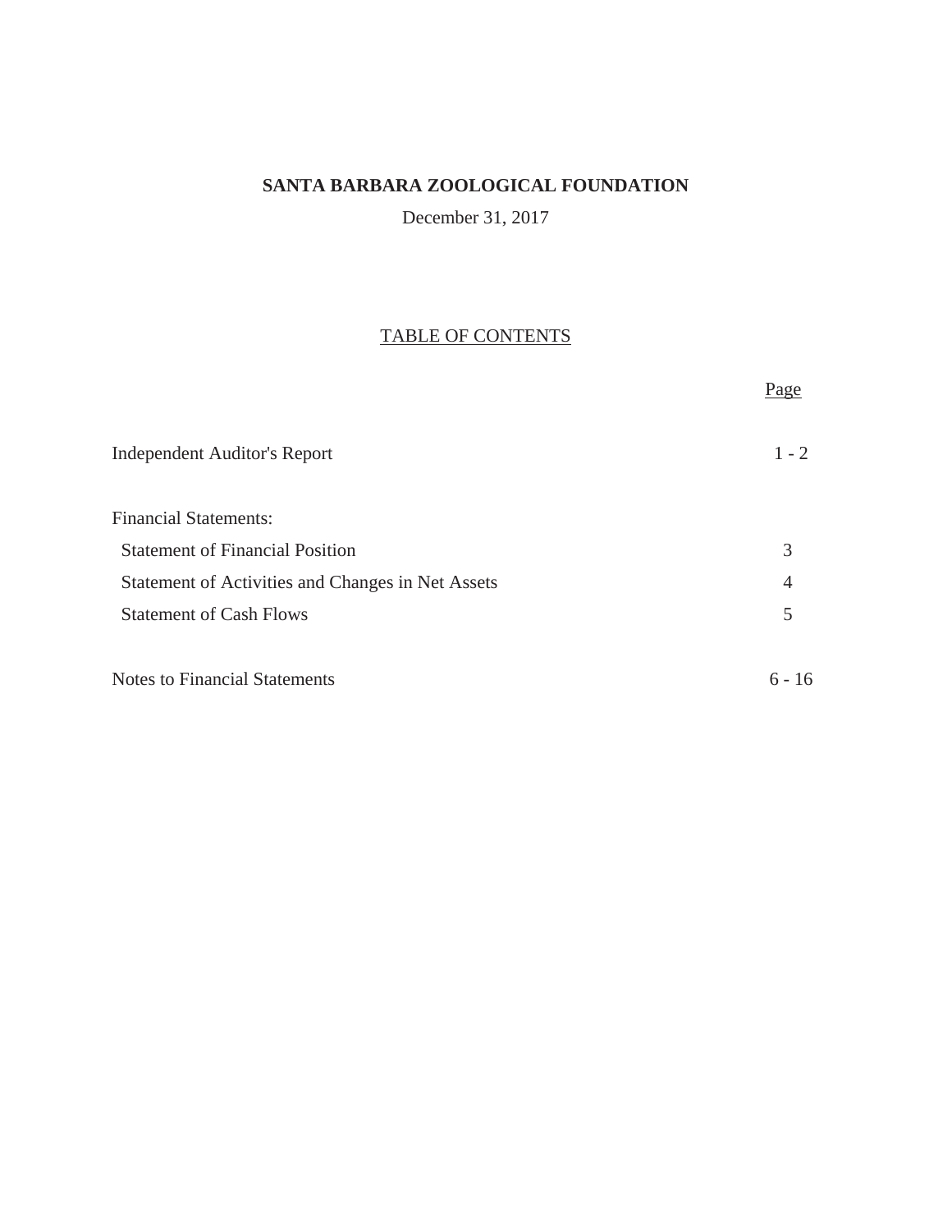# SANTA BARBARA ZOOLOGICAL FOUNDATION

December 31, 2017

## TABLE OF CONTENTS

| | Page |
|---|---|
| Independent Auditor's Report | 1 - 2 |
| Financial Statements: | |
| Statement of Financial Position | 3 |
| Statement of Activities and Changes in Net Assets | 4 |
| Statement of Cash Flows | 5 |
| Notes to Financial Statements | 6 - 16 |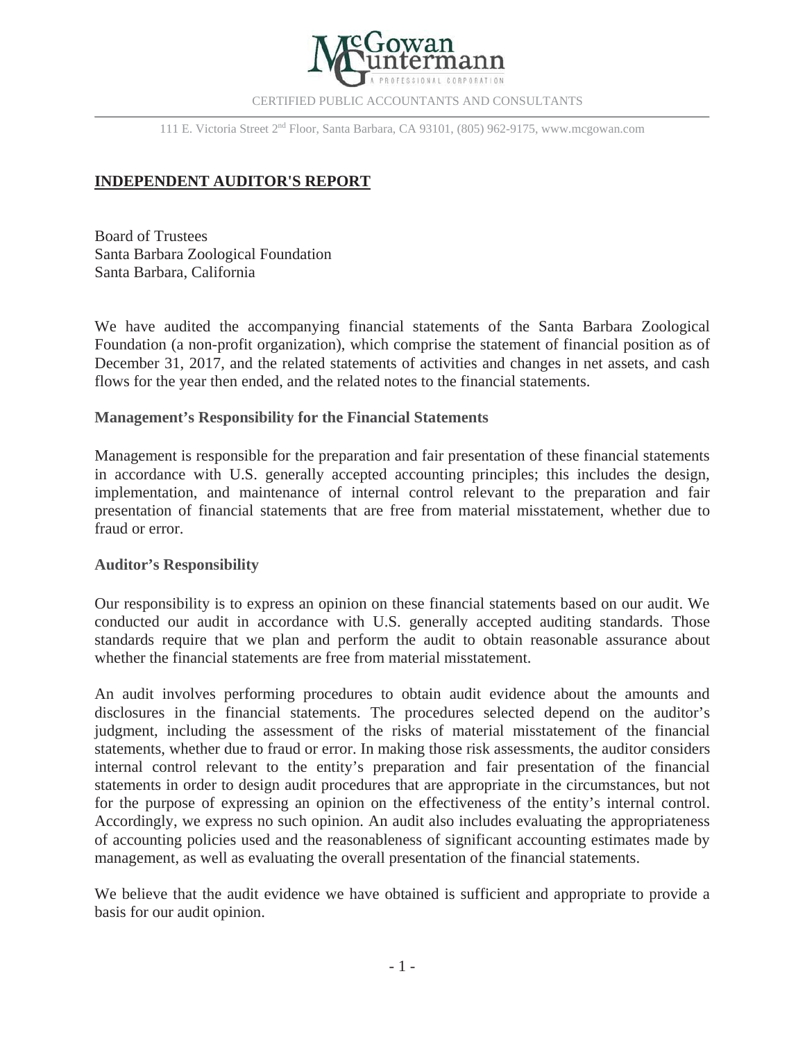McGowan Guntermann

A PROFESSIONAL CORPORATION

CERTIFIED PUBLIC ACCOUNTANTS AND CONSULTANTS

111 E. Victoria Street 2nd Floor, Santa Barbara, CA 93101, (805) 962-9175, www.mcgowan.com

## INDEPENDENT AUDITOR'S REPORT

Board of Trustees
Santa Barbara Zoological Foundation
Santa Barbara, California

We have audited the accompanying financial statements of the Santa Barbara Zoological Foundation (a non-profit organization), which comprise the statement of financial position as of December 31, 2017, and the related statements of activities and changes in net assets, and cash flows for the year then ended, and the related notes to the financial statements.

### Management's Responsibility for the Financial Statements

Management is responsible for the preparation and fair presentation of these financial statements in accordance with U.S. generally accepted accounting principles; this includes the design, implementation, and maintenance of internal control relevant to the preparation and fair presentation of financial statements that are free from material misstatement, whether due to fraud or error.

### Auditor's Responsibility

Our responsibility is to express an opinion on these financial statements based on our audit. We conducted our audit in accordance with U.S. generally accepted auditing standards. Those standards require that we plan and perform the audit to obtain reasonable assurance about whether the financial statements are free from material misstatement.

An audit involves performing procedures to obtain audit evidence about the amounts and disclosures in the financial statements. The procedures selected depend on the auditor's judgment, including the assessment of the risks of material misstatement of the financial statements, whether due to fraud or error. In making those risk assessments, the auditor considers internal control relevant to the entity's preparation and fair presentation of the financial statements in order to design audit procedures that are appropriate in the circumstances, but not for the purpose of expressing an opinion on the effectiveness of the entity's internal control. Accordingly, we express no such opinion. An audit also includes evaluating the appropriateness of accounting policies used and the reasonableness of significant accounting estimates made by management, as well as evaluating the overall presentation of the financial statements.

We believe that the audit evidence we have obtained is sufficient and appropriate to provide a basis for our audit opinion.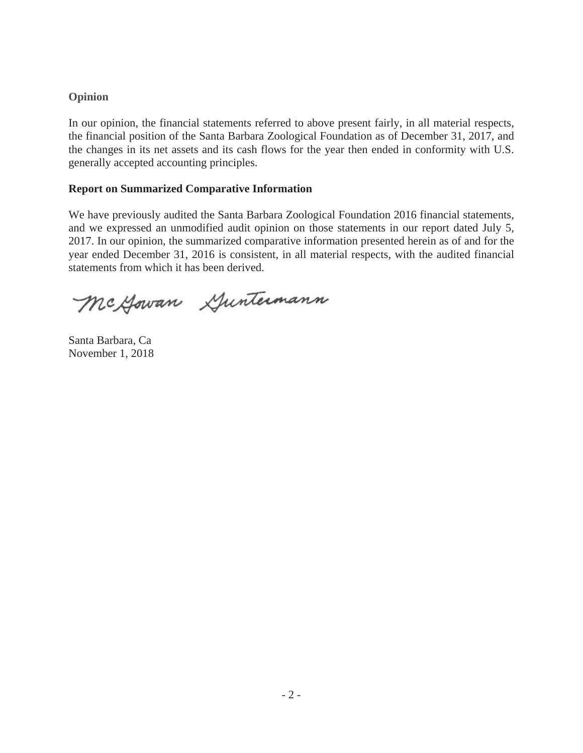### Opinion

In our opinion, the financial statements referred to above present fairly, in all material respects, the financial position of the Santa Barbara Zoological Foundation as of December 31, 2017, and the changes in its net assets and its cash flows for the year then ended in conformity with U.S. generally accepted accounting principles.

### Report on Summarized Comparative Information

We have previously audited the Santa Barbara Zoological Foundation 2016 financial statements, and we expressed an unmodified audit opinion on those statements in our report dated July 5, 2017. In our opinion, the summarized comparative information presented herein as of and for the year ended December 31, 2016 is consistent, in all material respects, with the audited financial statements from which it has been derived.

McGowan Guntermann

Santa Barbara, Ca
November 1, 2018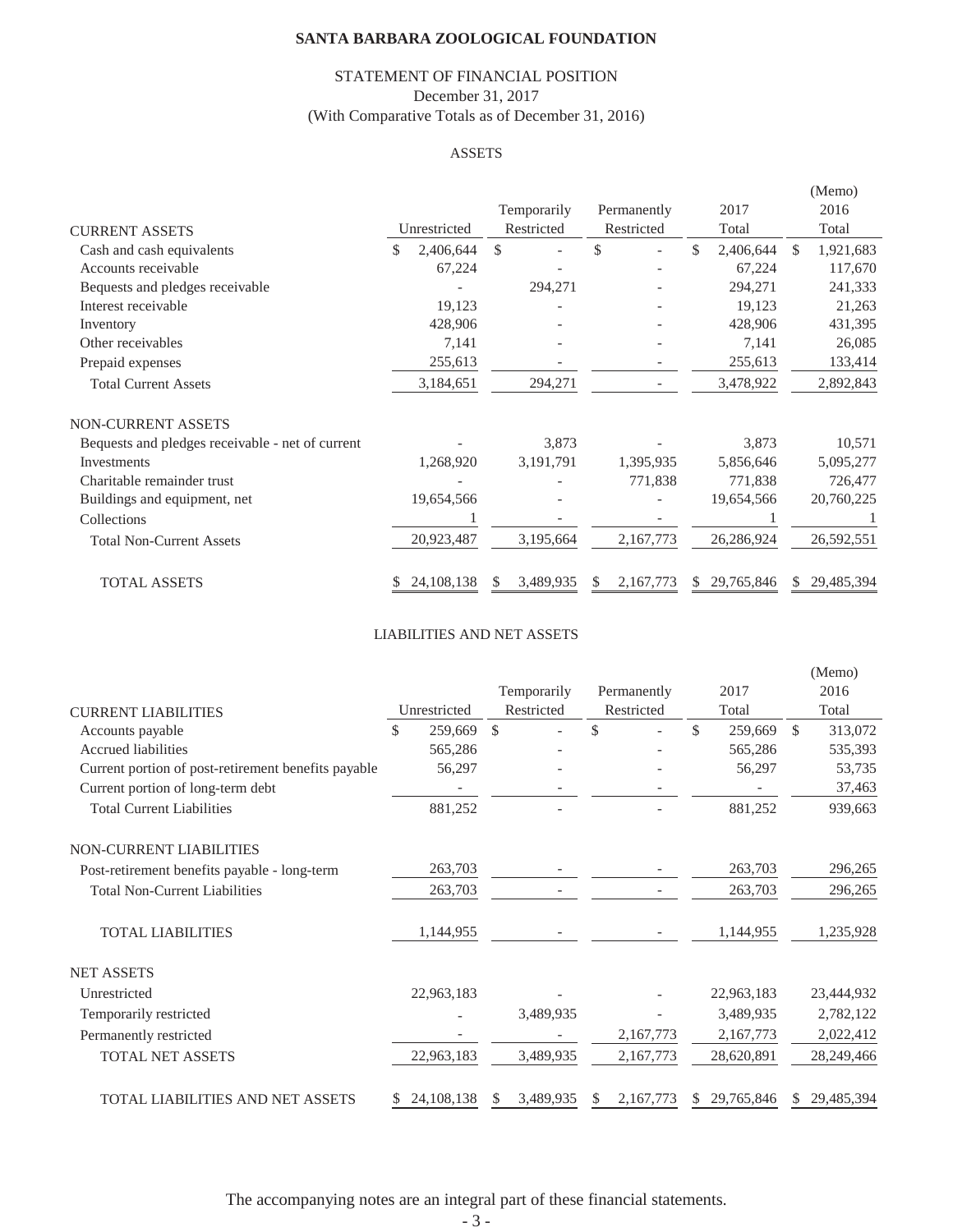# SANTA BARBARA ZOOLOGICAL FOUNDATION

## STATEMENT OF FINANCIAL POSITION
December 31, 2017
(With Comparative Totals as of December 31, 2016)

### ASSETS

| CURRENT ASSETS | Unrestricted | Temporarily Restricted | Permanently Restricted | 2017 Total | (Memo) 2016 Total |
|---|---|---|---|---|---|
| Cash and cash equivalents | $ 2,406,644 | $ - | $ - | $ 2,406,644 | $ 1,921,683 |
| Accounts receivable | 67,224 | - | - | 67,224 | 117,670 |
| Bequests and pledges receivable | - | 294,271 | - | 294,271 | 241,333 |
| Interest receivable | 19,123 | - | - | 19,123 | 21,263 |
| Inventory | 428,906 | - | - | 428,906 | 431,395 |
| Other receivables | 7,141 | - | - | 7,141 | 26,085 |
| Prepaid expenses | 255,613 | - | - | 255,613 | 133,414 |
| Total Current Assets | 3,184,651 | 294,271 | - | 3,478,922 | 2,892,843 |
| **NON-CURRENT ASSETS** | | | | | |
| Bequests and pledges receivable - net of current | - | 3,873 | - | 3,873 | 10,571 |
| Investments | 1,268,920 | 3,191,791 | 1,395,935 | 5,856,646 | 5,095,277 |
| Charitable remainder trust | - | - | 771,838 | 771,838 | 726,477 |
| Buildings and equipment, net | 19,654,566 | - | - | 19,654,566 | 20,760,225 |
| Collections | 1 | - | - | 1 | 1 |
| Total Non-Current Assets | 20,923,487 | 3,195,664 | 2,167,773 | 26,286,924 | 26,592,551 |
| TOTAL ASSETS | $ 24,108,138 | $ 3,489,935 | $ 2,167,773 | $ 29,765,846 | $ 29,485,394 |

### LIABILITIES AND NET ASSETS

| CURRENT LIABILITIES | Unrestricted | Temporarily Restricted | Permanently Restricted | 2017 Total | (Memo) 2016 Total |
|---|---|---|---|---|---|
| Accounts payable | $ 259,669 | $ - | $ - | $ 259,669 | $ 313,072 |
| Accrued liabilities | 565,286 | - | - | 565,286 | 535,393 |
| Current portion of post-retirement benefits payable | 56,297 | - | - | 56,297 | 53,735 |
| Current portion of long-term debt | - | - | - | - | 37,463 |
| Total Current Liabilities | 881,252 | - | - | 881,252 | 939,663 |
| **NON-CURRENT LIABILITIES** | | | | | |
| Post-retirement benefits payable - long-term | 263,703 | - | - | 263,703 | 296,265 |
| Total Non-Current Liabilities | 263,703 | - | - | 263,703 | 296,265 |
| TOTAL LIABILITIES | 1,144,955 | - | - | 1,144,955 | 1,235,928 |
| **NET ASSETS** | | | | | |
| Unrestricted | 22,963,183 | - | - | 22,963,183 | 23,444,932 |
| Temporarily restricted | - | 3,489,935 | - | 3,489,935 | 2,782,122 |
| Permanently restricted | - | - | 2,167,773 | 2,167,773 | 2,022,412 |
| TOTAL NET ASSETS | 22,963,183 | 3,489,935 | 2,167,773 | 28,620,891 | 28,249,466 |
| TOTAL LIABILITIES AND NET ASSETS | $ 24,108,138 | $ 3,489,935 | $ 2,167,773 | $ 29,765,846 | $ 29,485,394 |

The accompanying notes are an integral part of these financial statements.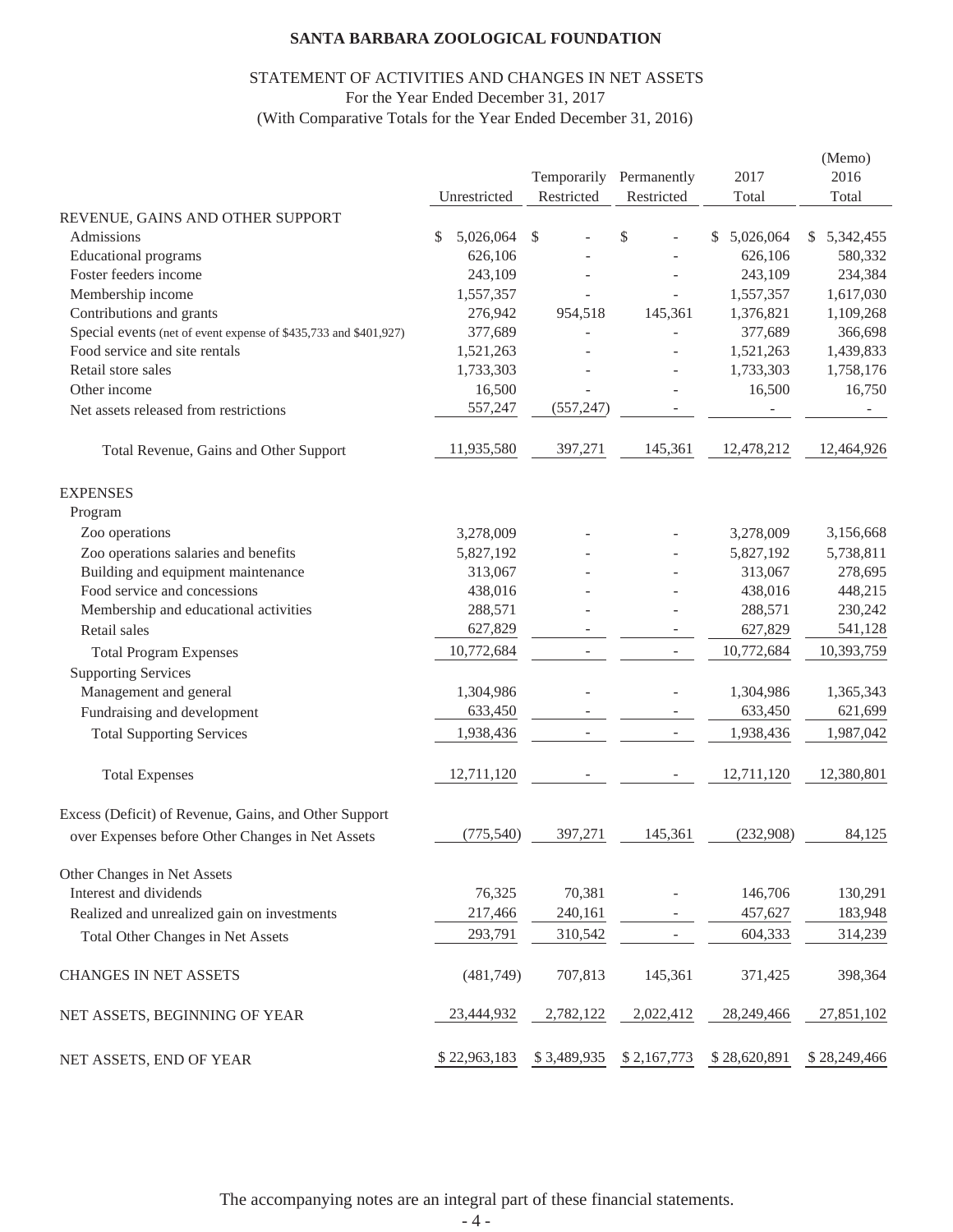**SANTA BARBARA ZOOLOGICAL FOUNDATION**

STATEMENT OF ACTIVITIES AND CHANGES IN NET ASSETS
For the Year Ended December 31, 2017
(With Comparative Totals for the Year Ended December 31, 2016)

| | Unrestricted | Temporarily Restricted | Permanently Restricted | 2017 Total | (Memo) 2016 Total |
|---|---|---|---|---|---|
| REVENUE, GAINS AND OTHER SUPPORT | | | | | |
| Admissions | $ 5,026,064 | $ - | $ - | $ 5,026,064 | $ 5,342,455 |
| Educational programs | 626,106 | - | - | 626,106 | 580,332 |
| Foster feeders income | 243,109 | - | - | 243,109 | 234,384 |
| Membership income | 1,557,357 | - | - | 1,557,357 | 1,617,030 |
| Contributions and grants | 276,942 | 954,518 | 145,361 | 1,376,821 | 1,109,268 |
| Special events (net of event expense of $435,733 and $401,927) | 377,689 | - | - | 377,689 | 366,698 |
| Food service and site rentals | 1,521,263 | - | - | 1,521,263 | 1,439,833 |
| Retail store sales | 1,733,303 | - | - | 1,733,303 | 1,758,176 |
| Other income | 16,500 | - | - | 16,500 | 16,750 |
| Net assets released from restrictions | 557,247 | (557,247) | - | - | - |
| Total Revenue, Gains and Other Support | 11,935,580 | 397,271 | 145,361 | 12,478,212 | 12,464,926 |
| EXPENSES | | | | | |
| Program | | | | | |
| Zoo operations | 3,278,009 | - | - | 3,278,009 | 3,156,668 |
| Zoo operations salaries and benefits | 5,827,192 | - | - | 5,827,192 | 5,738,811 |
| Building and equipment maintenance | 313,067 | - | - | 313,067 | 278,695 |
| Food service and concessions | 438,016 | - | - | 438,016 | 448,215 |
| Membership and educational activities | 288,571 | - | - | 288,571 | 230,242 |
| Retail sales | 627,829 | - | - | 627,829 | 541,128 |
| Total Program Expenses | 10,772,684 | - | - | 10,772,684 | 10,393,759 |
| Supporting Services | | | | | |
| Management and general | 1,304,986 | - | - | 1,304,986 | 1,365,343 |
| Fundraising and development | 633,450 | - | - | 633,450 | 621,699 |
| Total Supporting Services | 1,938,436 | - | - | 1,938,436 | 1,987,042 |
| Total Expenses | 12,711,120 | - | - | 12,711,120 | 12,380,801 |
| Excess (Deficit) of Revenue, Gains, and Other Support over Expenses before Other Changes in Net Assets | (775,540) | 397,271 | 145,361 | (232,908) | 84,125 |
| Other Changes in Net Assets | | | | | |
| Interest and dividends | 76,325 | 70,381 | - | 146,706 | 130,291 |
| Realized and unrealized gain on investments | 217,466 | 240,161 | - | 457,627 | 183,948 |
| Total Other Changes in Net Assets | 293,791 | 310,542 | - | 604,333 | 314,239 |
| CHANGES IN NET ASSETS | (481,749) | 707,813 | 145,361 | 371,425 | 398,364 |
| NET ASSETS, BEGINNING OF YEAR | 23,444,932 | 2,782,122 | 2,022,412 | 28,249,466 | 27,851,102 |
| NET ASSETS, END OF YEAR | $ 22,963,183 | $ 3,489,935 | $ 2,167,773 | $ 28,620,891 | $ 28,249,466 |

The accompanying notes are an integral part of these financial statements.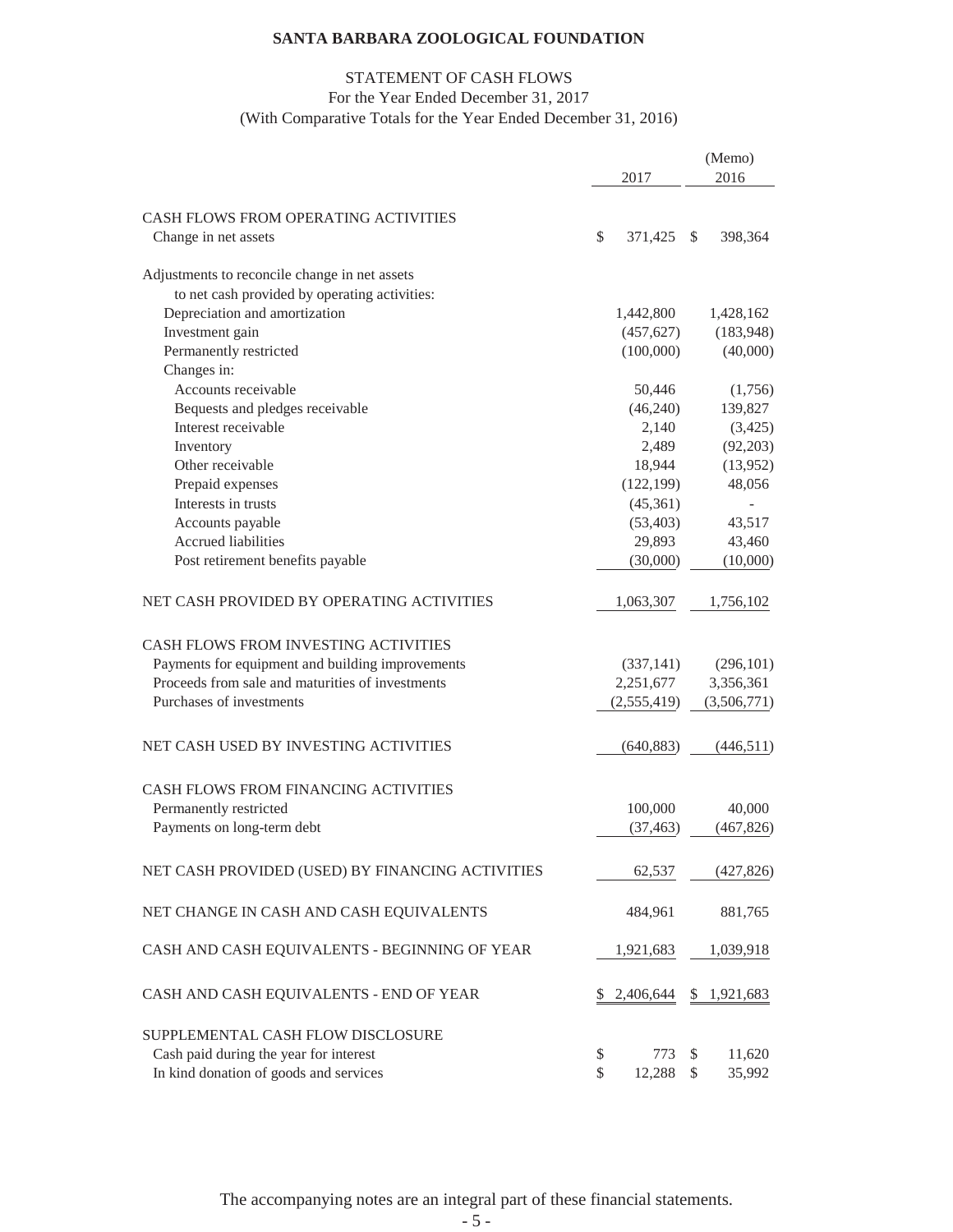# SANTA BARBARA ZOOLOGICAL FOUNDATION

## STATEMENT OF CASH FLOWS
For the Year Ended December 31, 2017
(With Comparative Totals for the Year Ended December 31, 2016)

| | 2017 | (Memo) 2016 |
|---|---|---|
| **CASH FLOWS FROM OPERATING ACTIVITIES** | | |
| Change in net assets | $ 371,425 | $ 398,364 |
| Adjustments to reconcile change in net assets to net cash provided by operating activities: | | |
| Depreciation and amortization | 1,442,800 | 1,428,162 |
| Investment gain | (457,627) | (183,948) |
| Permanently restricted | (100,000) | (40,000) |
| Changes in: | | |
| Accounts receivable | 50,446 | (1,756) |
| Bequests and pledges receivable | (46,240) | 139,827 |
| Interest receivable | 2,140 | (3,425) |
| Inventory | 2,489 | (92,203) |
| Other receivable | 18,944 | (13,952) |
| Prepaid expenses | (122,199) | 48,056 |
| Interests in trusts | (45,361) | - |
| Accounts payable | (53,403) | 43,517 |
| Accrued liabilities | 29,893 | 43,460 |
| Post retirement benefits payable | (30,000) | (10,000) |
| **NET CASH PROVIDED BY OPERATING ACTIVITIES** | 1,063,307 | 1,756,102 |
| **CASH FLOWS FROM INVESTING ACTIVITIES** | | |
| Payments for equipment and building improvements | (337,141) | (296,101) |
| Proceeds from sale and maturities of investments | 2,251,677 | 3,356,361 |
| Purchases of investments | (2,555,419) | (3,506,771) |
| **NET CASH USED BY INVESTING ACTIVITIES** | (640,883) | (446,511) |
| **CASH FLOWS FROM FINANCING ACTIVITIES** | | |
| Permanently restricted | 100,000 | 40,000 |
| Payments on long-term debt | (37,463) | (467,826) |
| **NET CASH PROVIDED (USED) BY FINANCING ACTIVITIES** | 62,537 | (427,826) |
| **NET CHANGE IN CASH AND CASH EQUIVALENTS** | 484,961 | 881,765 |
| **CASH AND CASH EQUIVALENTS - BEGINNING OF YEAR** | 1,921,683 | 1,039,918 |
| **CASH AND CASH EQUIVALENTS - END OF YEAR** | $ 2,406,644 | $ 1,921,683 |
| **SUPPLEMENTAL CASH FLOW DISCLOSURE** | | |
| Cash paid during the year for interest | $ 773 | $ 11,620 |
| In kind donation of goods and services | $ 12,288 | $ 35,992 |

The accompanying notes are an integral part of these financial statements.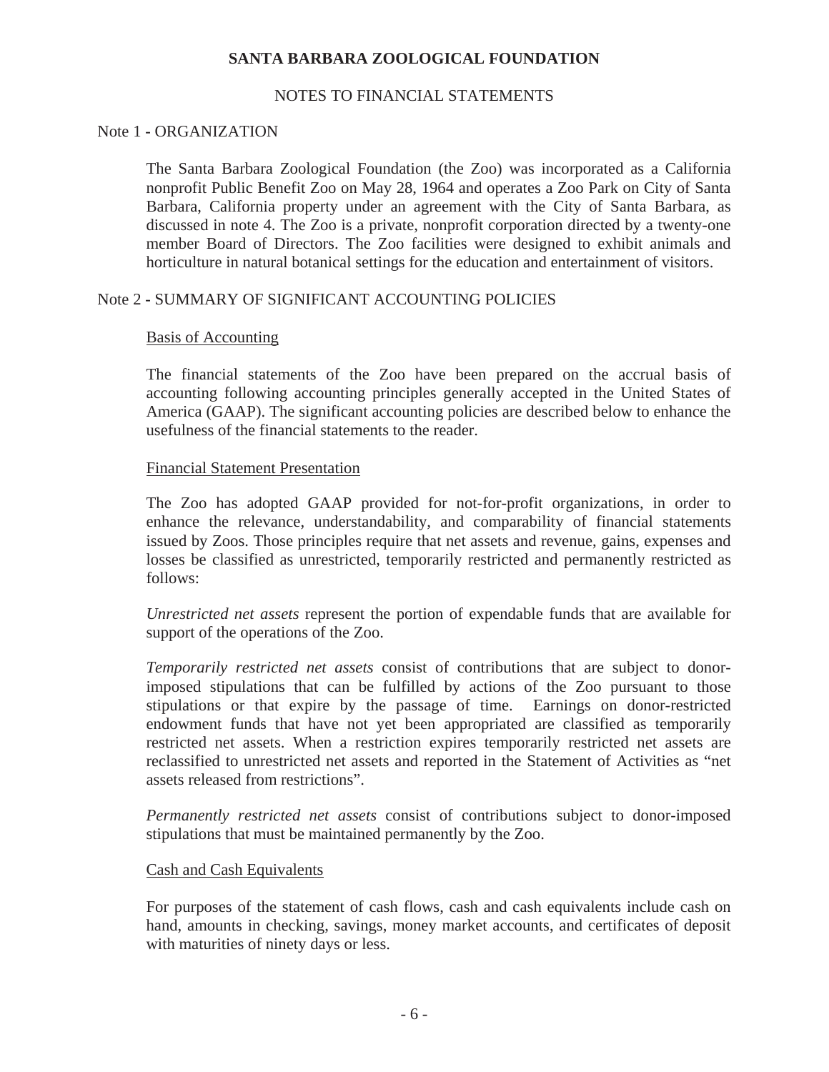# SANTA BARBARA ZOOLOGICAL FOUNDATION

## NOTES TO FINANCIAL STATEMENTS

### Note 1 - ORGANIZATION

The Santa Barbara Zoological Foundation (the Zoo) was incorporated as a California nonprofit Public Benefit Zoo on May 28, 1964 and operates a Zoo Park on City of Santa Barbara, California property under an agreement with the City of Santa Barbara, as discussed in note 4. The Zoo is a private, nonprofit corporation directed by a twenty-one member Board of Directors. The Zoo facilities were designed to exhibit animals and horticulture in natural botanical settings for the education and entertainment of visitors.

### Note 2 - SUMMARY OF SIGNIFICANT ACCOUNTING POLICIES

#### Basis of Accounting

The financial statements of the Zoo have been prepared on the accrual basis of accounting following accounting principles generally accepted in the United States of America (GAAP). The significant accounting policies are described below to enhance the usefulness of the financial statements to the reader.

#### Financial Statement Presentation

The Zoo has adopted GAAP provided for not-for-profit organizations, in order to enhance the relevance, understandability, and comparability of financial statements issued by Zoos. Those principles require that net assets and revenue, gains, expenses and losses be classified as unrestricted, temporarily restricted and permanently restricted as follows:

*Unrestricted net assets* represent the portion of expendable funds that are available for support of the operations of the Zoo.

*Temporarily restricted net assets* consist of contributions that are subject to donor-imposed stipulations that can be fulfilled by actions of the Zoo pursuant to those stipulations or that expire by the passage of time. Earnings on donor-restricted endowment funds that have not yet been appropriated are classified as temporarily restricted net assets. When a restriction expires temporarily restricted net assets are reclassified to unrestricted net assets and reported in the Statement of Activities as "net assets released from restrictions".

*Permanently restricted net assets* consist of contributions subject to donor-imposed stipulations that must be maintained permanently by the Zoo.

#### Cash and Cash Equivalents

For purposes of the statement of cash flows, cash and cash equivalents include cash on hand, amounts in checking, savings, money market accounts, and certificates of deposit with maturities of ninety days or less.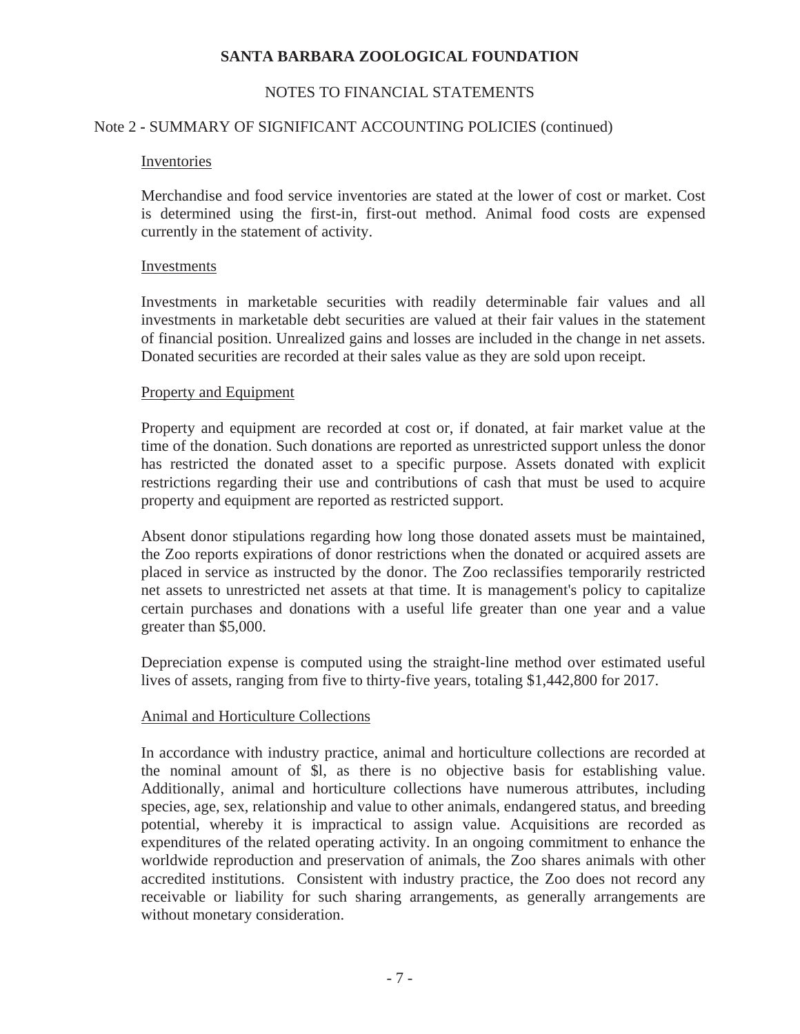# SANTA BARBARA ZOOLOGICAL FOUNDATION

## NOTES TO FINANCIAL STATEMENTS

### Note 2 - SUMMARY OF SIGNIFICANT ACCOUNTING POLICIES (continued)

Inventories

Merchandise and food service inventories are stated at the lower of cost or market. Cost is determined using the first-in, first-out method. Animal food costs are expensed currently in the statement of activity.

Investments

Investments in marketable securities with readily determinable fair values and all investments in marketable debt securities are valued at their fair values in the statement of financial position. Unrealized gains and losses are included in the change in net assets. Donated securities are recorded at their sales value as they are sold upon receipt.

Property and Equipment

Property and equipment are recorded at cost or, if donated, at fair market value at the time of the donation. Such donations are reported as unrestricted support unless the donor has restricted the donated asset to a specific purpose. Assets donated with explicit restrictions regarding their use and contributions of cash that must be used to acquire property and equipment are reported as restricted support.

Absent donor stipulations regarding how long those donated assets must be maintained, the Zoo reports expirations of donor restrictions when the donated or acquired assets are placed in service as instructed by the donor. The Zoo reclassifies temporarily restricted net assets to unrestricted net assets at that time. It is management's policy to capitalize certain purchases and donations with a useful life greater than one year and a value greater than $5,000.

Depreciation expense is computed using the straight-line method over estimated useful lives of assets, ranging from five to thirty-five years, totaling $1,442,800 for 2017.

Animal and Horticulture Collections

In accordance with industry practice, animal and horticulture collections are recorded at the nominal amount of $l, as there is no objective basis for establishing value. Additionally, animal and horticulture collections have numerous attributes, including species, age, sex, relationship and value to other animals, endangered status, and breeding potential, whereby it is impractical to assign value. Acquisitions are recorded as expenditures of the related operating activity. In an ongoing commitment to enhance the worldwide reproduction and preservation of animals, the Zoo shares animals with other accredited institutions. Consistent with industry practice, the Zoo does not record any receivable or liability for such sharing arrangements, as generally arrangements are without monetary consideration.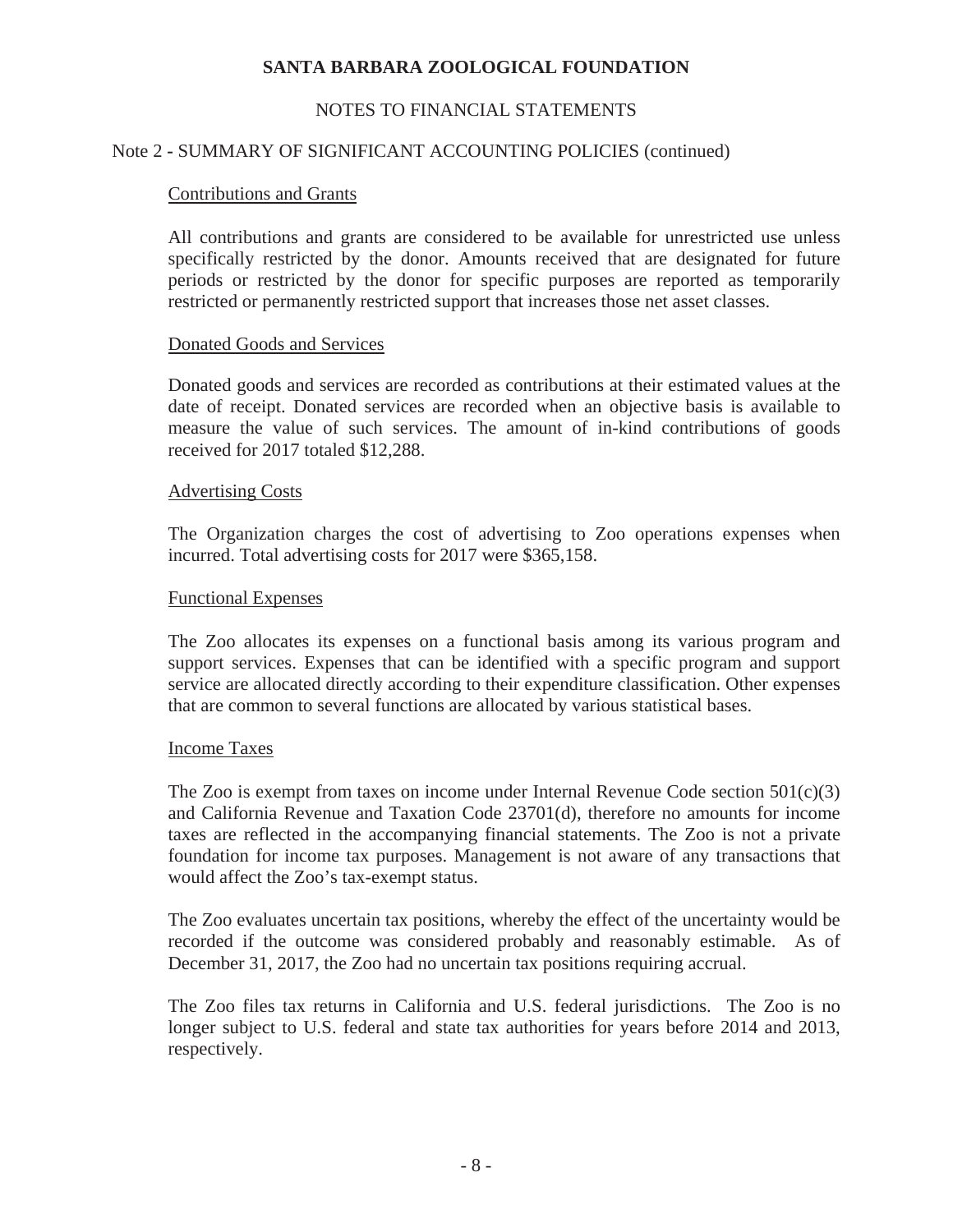# SANTA BARBARA ZOOLOGICAL FOUNDATION

## NOTES TO FINANCIAL STATEMENTS

### Note 2 - SUMMARY OF SIGNIFICANT ACCOUNTING POLICIES (continued)

Contributions and Grants

All contributions and grants are considered to be available for unrestricted use unless specifically restricted by the donor. Amounts received that are designated for future periods or restricted by the donor for specific purposes are reported as temporarily restricted or permanently restricted support that increases those net asset classes.

Donated Goods and Services

Donated goods and services are recorded as contributions at their estimated values at the date of receipt. Donated services are recorded when an objective basis is available to measure the value of such services. The amount of in-kind contributions of goods received for 2017 totaled $12,288.

Advertising Costs

The Organization charges the cost of advertising to Zoo operations expenses when incurred. Total advertising costs for 2017 were $365,158.

Functional Expenses

The Zoo allocates its expenses on a functional basis among its various program and support services. Expenses that can be identified with a specific program and support service are allocated directly according to their expenditure classification. Other expenses that are common to several functions are allocated by various statistical bases.

Income Taxes

The Zoo is exempt from taxes on income under Internal Revenue Code section 501(c)(3) and California Revenue and Taxation Code 23701(d), therefore no amounts for income taxes are reflected in the accompanying financial statements. The Zoo is not a private foundation for income tax purposes. Management is not aware of any transactions that would affect the Zoo's tax-exempt status.

The Zoo evaluates uncertain tax positions, whereby the effect of the uncertainty would be recorded if the outcome was considered probably and reasonably estimable. As of December 31, 2017, the Zoo had no uncertain tax positions requiring accrual.

The Zoo files tax returns in California and U.S. federal jurisdictions. The Zoo is no longer subject to U.S. federal and state tax authorities for years before 2014 and 2013, respectively.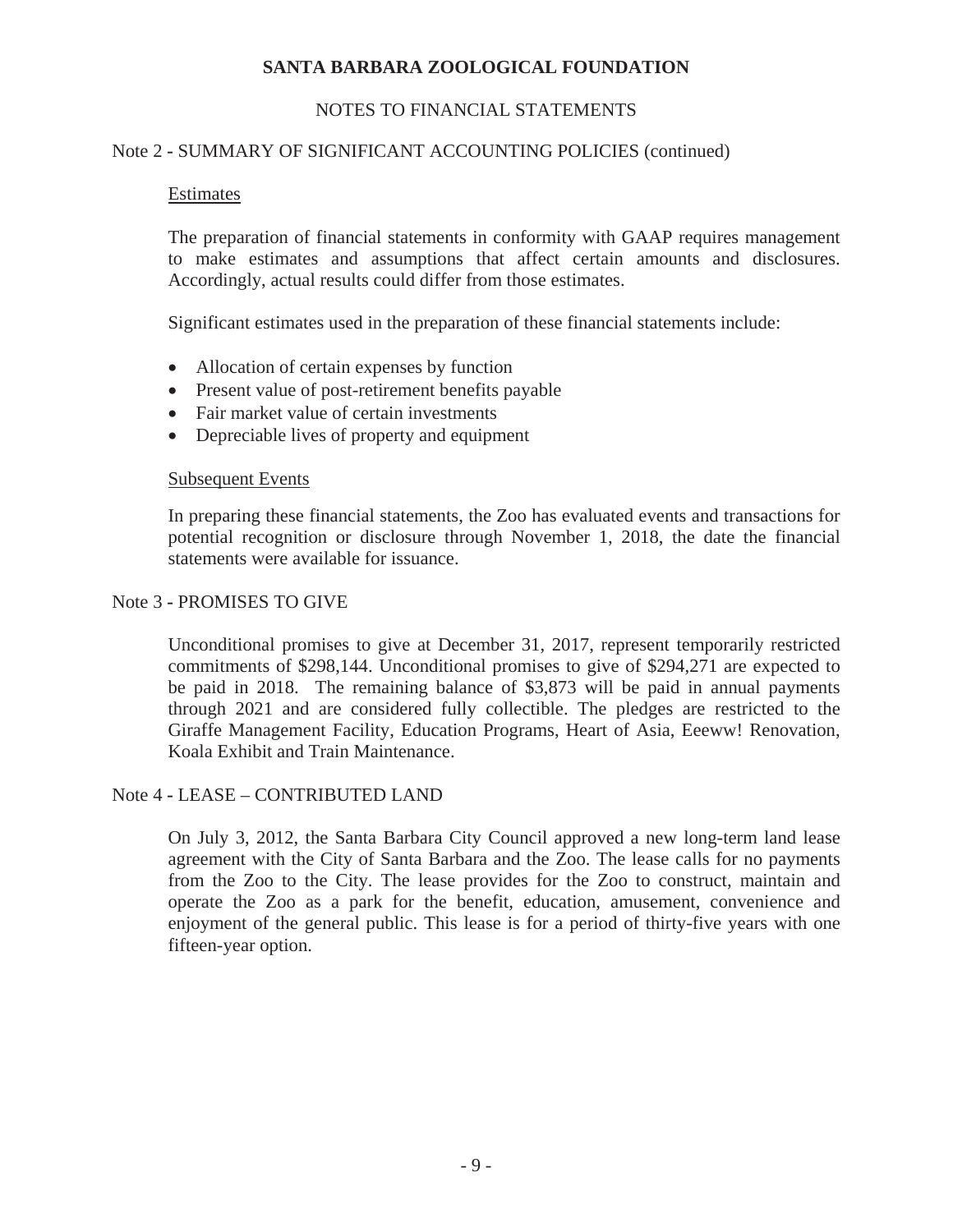# SANTA BARBARA ZOOLOGICAL FOUNDATION

## NOTES TO FINANCIAL STATEMENTS

### Note 2 - SUMMARY OF SIGNIFICANT ACCOUNTING POLICIES (continued)

#### Estimates

The preparation of financial statements in conformity with GAAP requires management to make estimates and assumptions that affect certain amounts and disclosures. Accordingly, actual results could differ from those estimates.

Significant estimates used in the preparation of these financial statements include:

- Allocation of certain expenses by function
- Present value of post-retirement benefits payable
- Fair market value of certain investments
- Depreciable lives of property and equipment

#### Subsequent Events

In preparing these financial statements, the Zoo has evaluated events and transactions for potential recognition or disclosure through November 1, 2018, the date the financial statements were available for issuance.

### Note 3 - PROMISES TO GIVE

Unconditional promises to give at December 31, 2017, represent temporarily restricted commitments of $298,144. Unconditional promises to give of $294,271 are expected to be paid in 2018. The remaining balance of $3,873 will be paid in annual payments through 2021 and are considered fully collectible. The pledges are restricted to the Giraffe Management Facility, Education Programs, Heart of Asia, Eeeww! Renovation, Koala Exhibit and Train Maintenance.

### Note 4 - LEASE – CONTRIBUTED LAND

On July 3, 2012, the Santa Barbara City Council approved a new long-term land lease agreement with the City of Santa Barbara and the Zoo. The lease calls for no payments from the Zoo to the City. The lease provides for the Zoo to construct, maintain and operate the Zoo as a park for the benefit, education, amusement, convenience and enjoyment of the general public. This lease is for a period of thirty-five years with one fifteen-year option.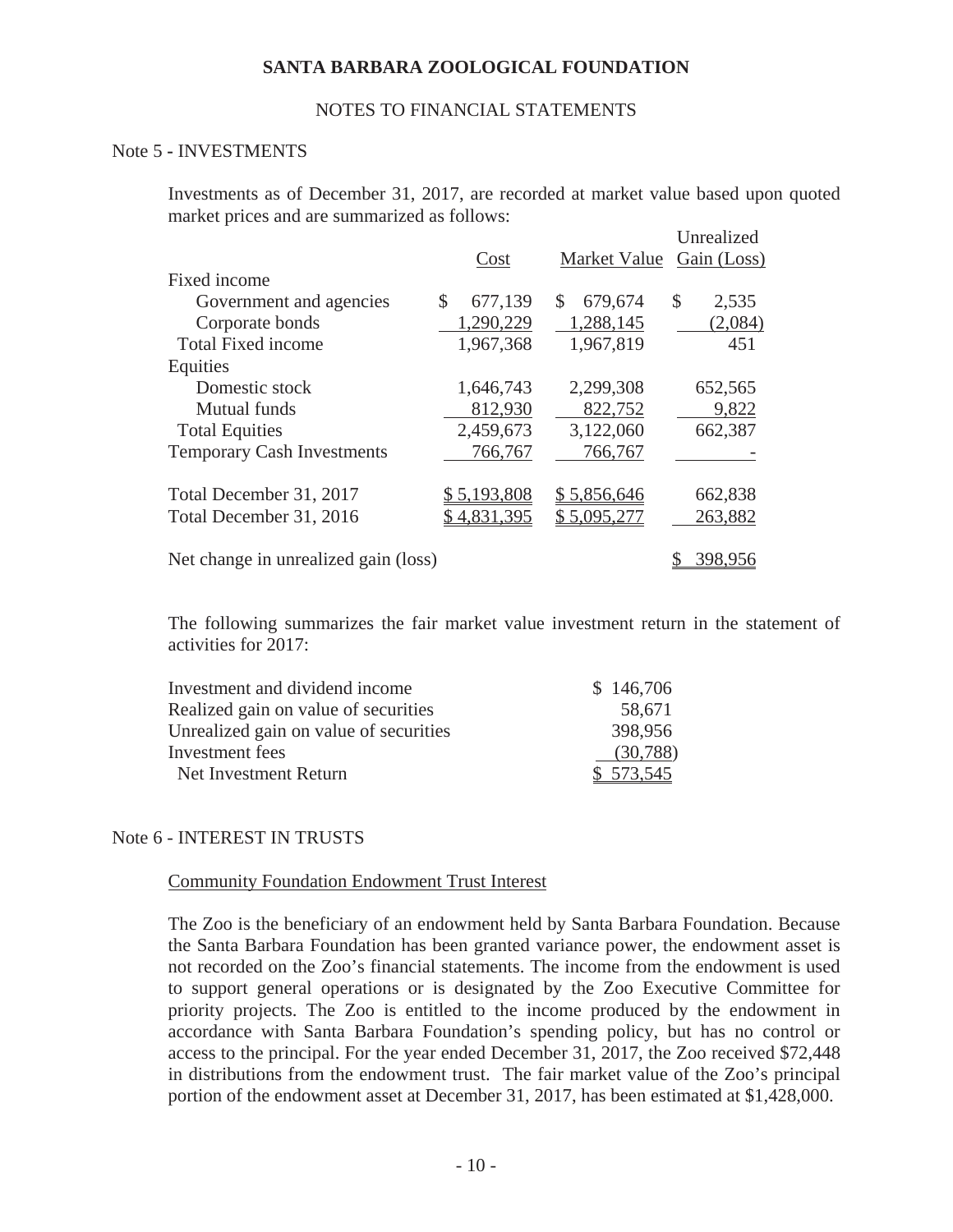# SANTA BARBARA ZOOLOGICAL FOUNDATION

## NOTES TO FINANCIAL STATEMENTS

### Note 5 - INVESTMENTS

Investments as of December 31, 2017, are recorded at market value based upon quoted market prices and are summarized as follows:

| | Cost | Market Value | Unrealized Gain (Loss) |
|---|---|---|---|
| Fixed income | | | |
| Government and agencies | $ 677,139 | $ 679,674 | $ 2,535 |
| Corporate bonds | 1,290,229 | 1,288,145 | (2,084) |
| Total Fixed income | 1,967,368 | 1,967,819 | 451 |
| Equities | | | |
| Domestic stock | 1,646,743 | 2,299,308 | 652,565 |
| Mutual funds | 812,930 | 822,752 | 9,822 |
| Total Equities | 2,459,673 | 3,122,060 | 662,387 |
| Temporary Cash Investments | 766,767 | 766,767 | - |
| Total December 31, 2017 | $ 5,193,808 | $ 5,856,646 | 662,838 |
| Total December 31, 2016 | $ 4,831,395 | $ 5,095,277 | 263,882 |
| Net change in unrealized gain (loss) | | | $ 398,956 |

The following summarizes the fair market value investment return in the statement of activities for 2017:

| | |
|---|---|
| Investment and dividend income | $ 146,706 |
| Realized gain on value of securities | 58,671 |
| Unrealized gain on value of securities | 398,956 |
| Investment fees | (30,788) |
| Net Investment Return | $ 573,545 |

### Note 6 - INTEREST IN TRUSTS

Community Foundation Endowment Trust Interest

The Zoo is the beneficiary of an endowment held by Santa Barbara Foundation. Because the Santa Barbara Foundation has been granted variance power, the endowment asset is not recorded on the Zoo's financial statements. The income from the endowment is used to support general operations or is designated by the Zoo Executive Committee for priority projects. The Zoo is entitled to the income produced by the endowment in accordance with Santa Barbara Foundation's spending policy, but has no control or access to the principal. For the year ended December 31, 2017, the Zoo received $72,448 in distributions from the endowment trust. The fair market value of the Zoo's principal portion of the endowment asset at December 31, 2017, has been estimated at $1,428,000.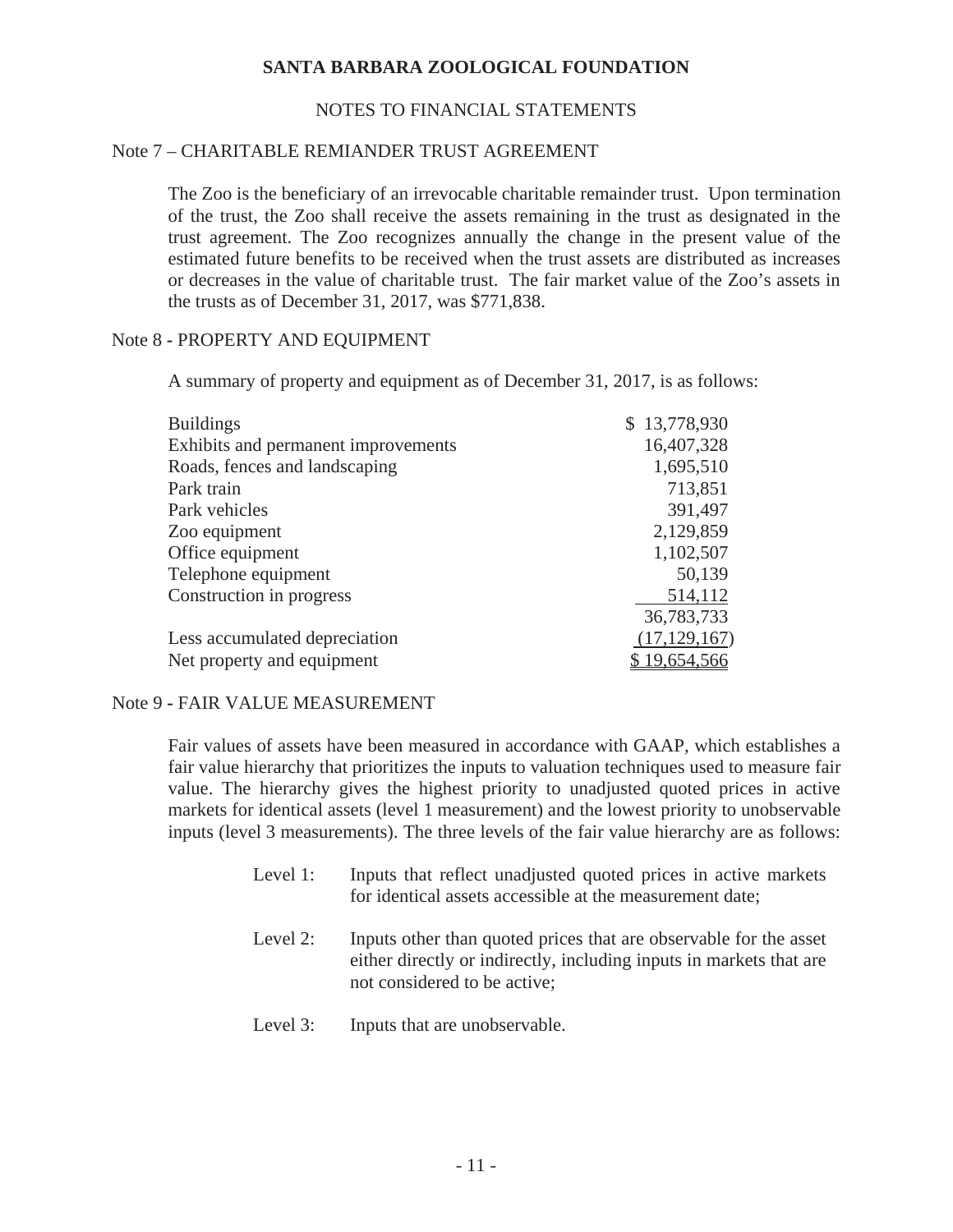# SANTA BARBARA ZOOLOGICAL FOUNDATION

NOTES TO FINANCIAL STATEMENTS

## Note 7 – CHARITABLE REMAINDER TRUST AGREEMENT

The Zoo is the beneficiary of an irrevocable charitable remainder trust. Upon termination of the trust, the Zoo shall receive the assets remaining in the trust as designated in the trust agreement. The Zoo recognizes annually the change in the present value of the estimated future benefits to be received when the trust assets are distributed as increases or decreases in the value of charitable trust. The fair market value of the Zoo's assets in the trusts as of December 31, 2017, was $771,838.

## Note 8 - PROPERTY AND EQUIPMENT

A summary of property and equipment as of December 31, 2017, is as follows:

| | |
|---|---:|
| Buildings | $ 13,778,930 |
| Exhibits and permanent improvements | 16,407,328 |
| Roads, fences and landscaping | 1,695,510 |
| Park train | 713,851 |
| Park vehicles | 391,497 |
| Zoo equipment | 2,129,859 |
| Office equipment | 1,102,507 |
| Telephone equipment | 50,139 |
| Construction in progress | 514,112 |
| | 36,783,733 |
| Less accumulated depreciation | (17,129,167) |
| Net property and equipment | $ 19,654,566 |

## Note 9 - FAIR VALUE MEASUREMENT

Fair values of assets have been measured in accordance with GAAP, which establishes a fair value hierarchy that prioritizes the inputs to valuation techniques used to measure fair value. The hierarchy gives the highest priority to unadjusted quoted prices in active markets for identical assets (level 1 measurement) and the lowest priority to unobservable inputs (level 3 measurements). The three levels of the fair value hierarchy are as follows:

- Level 1: Inputs that reflect unadjusted quoted prices in active markets for identical assets accessible at the measurement date;
- Level 2: Inputs other than quoted prices that are observable for the asset either directly or indirectly, including inputs in markets that are not considered to be active;
- Level 3: Inputs that are unobservable.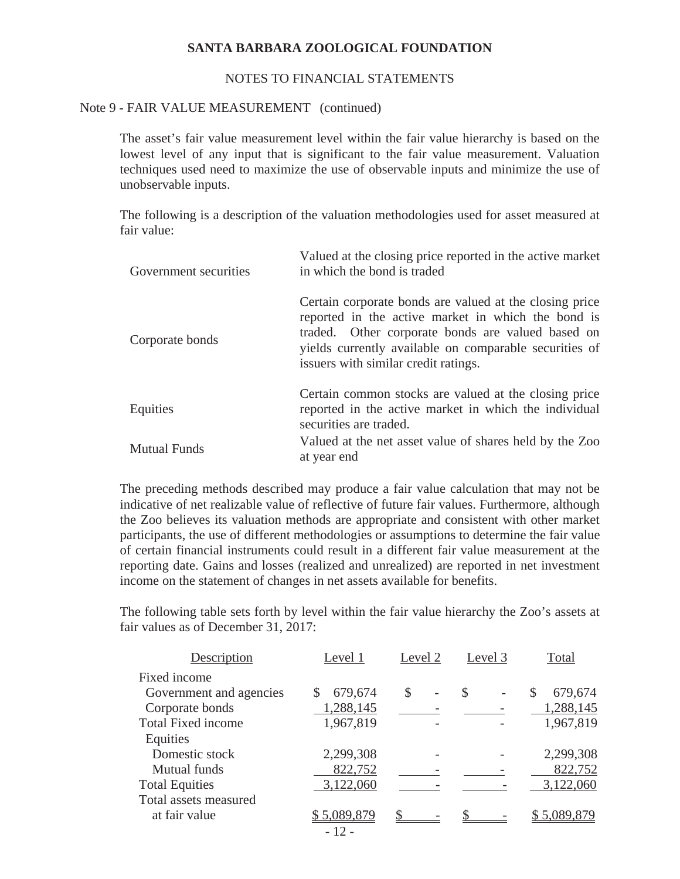# SANTA BARBARA ZOOLOGICAL FOUNDATION

## NOTES TO FINANCIAL STATEMENTS

### Note 9 - FAIR VALUE MEASUREMENT (continued)

The asset's fair value measurement level within the fair value hierarchy is based on the lowest level of any input that is significant to the fair value measurement. Valuation techniques used need to maximize the use of observable inputs and minimize the use of unobservable inputs.

The following is a description of the valuation methodologies used for asset measured at fair value:

| | |
|---|---|
| Government securities | Valued at the closing price reported in the active market in which the bond is traded |
| Corporate bonds | Certain corporate bonds are valued at the closing price reported in the active market in which the bond is traded. Other corporate bonds are valued based on yields currently available on comparable securities of issuers with similar credit ratings. |
| Equities | Certain common stocks are valued at the closing price reported in the active market in which the individual securities are traded. |
| Mutual Funds | Valued at the net asset value of shares held by the Zoo at year end |

The preceding methods described may produce a fair value calculation that may not be indicative of net realizable value of reflective of future fair values. Furthermore, although the Zoo believes its valuation methods are appropriate and consistent with other market participants, the use of different methodologies or assumptions to determine the fair value of certain financial instruments could result in a different fair value measurement at the reporting date. Gains and losses (realized and unrealized) are reported in net investment income on the statement of changes in net assets available for benefits.

The following table sets forth by level within the fair value hierarchy the Zoo's assets at fair values as of December 31, 2017:

| Description | Level 1 | Level 2 | Level 3 | Total |
|---|---|---|---|---|
| Fixed income | | | | |
| Government and agencies | $ 679,674 | $ - | $ - | $ 679,674 |
| Corporate bonds | 1,288,145 | - | - | 1,288,145 |
| Total Fixed income | 1,967,819 | - | - | 1,967,819 |
| Equities | | | | |
| Domestic stock | 2,299,308 | - | - | 2,299,308 |
| Mutual funds | 822,752 | - | - | 822,752 |
| Total Equities | 3,122,060 | - | - | 3,122,060 |
| Total assets measured at fair value | $ 5,089,879 | $ - | $ - | $ 5,089,879 |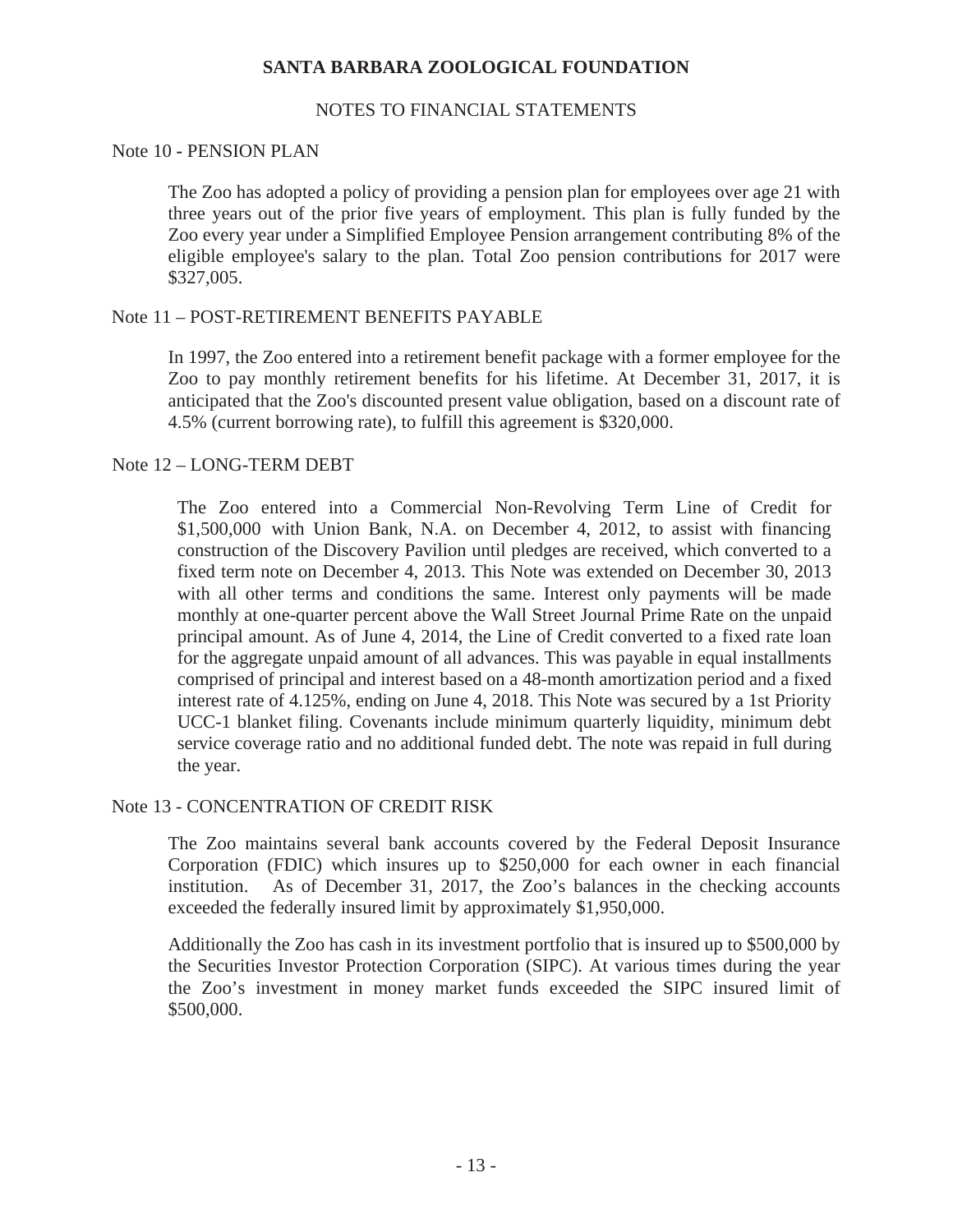# SANTA BARBARA ZOOLOGICAL FOUNDATION

## NOTES TO FINANCIAL STATEMENTS

### Note 10 - PENSION PLAN

The Zoo has adopted a policy of providing a pension plan for employees over age 21 with three years out of the prior five years of employment. This plan is fully funded by the Zoo every year under a Simplified Employee Pension arrangement contributing 8% of the eligible employee's salary to the plan. Total Zoo pension contributions for 2017 were $327,005.

### Note 11 – POST-RETIREMENT BENEFITS PAYABLE

In 1997, the Zoo entered into a retirement benefit package with a former employee for the Zoo to pay monthly retirement benefits for his lifetime. At December 31, 2017, it is anticipated that the Zoo's discounted present value obligation, based on a discount rate of 4.5% (current borrowing rate), to fulfill this agreement is $320,000.

### Note 12 – LONG-TERM DEBT

The Zoo entered into a Commercial Non-Revolving Term Line of Credit for $1,500,000 with Union Bank, N.A. on December 4, 2012, to assist with financing construction of the Discovery Pavilion until pledges are received, which converted to a fixed term note on December 4, 2013. This Note was extended on December 30, 2013 with all other terms and conditions the same. Interest only payments will be made monthly at one-quarter percent above the Wall Street Journal Prime Rate on the unpaid principal amount. As of June 4, 2014, the Line of Credit converted to a fixed rate loan for the aggregate unpaid amount of all advances. This was payable in equal installments comprised of principal and interest based on a 48-month amortization period and a fixed interest rate of 4.125%, ending on June 4, 2018. This Note was secured by a 1st Priority UCC-1 blanket filing. Covenants include minimum quarterly liquidity, minimum debt service coverage ratio and no additional funded debt. The note was repaid in full during the year.

### Note 13 - CONCENTRATION OF CREDIT RISK

The Zoo maintains several bank accounts covered by the Federal Deposit Insurance Corporation (FDIC) which insures up to $250,000 for each owner in each financial institution. As of December 31, 2017, the Zoo's balances in the checking accounts exceeded the federally insured limit by approximately $1,950,000.

Additionally the Zoo has cash in its investment portfolio that is insured up to $500,000 by the Securities Investor Protection Corporation (SIPC). At various times during the year the Zoo's investment in money market funds exceeded the SIPC insured limit of $500,000.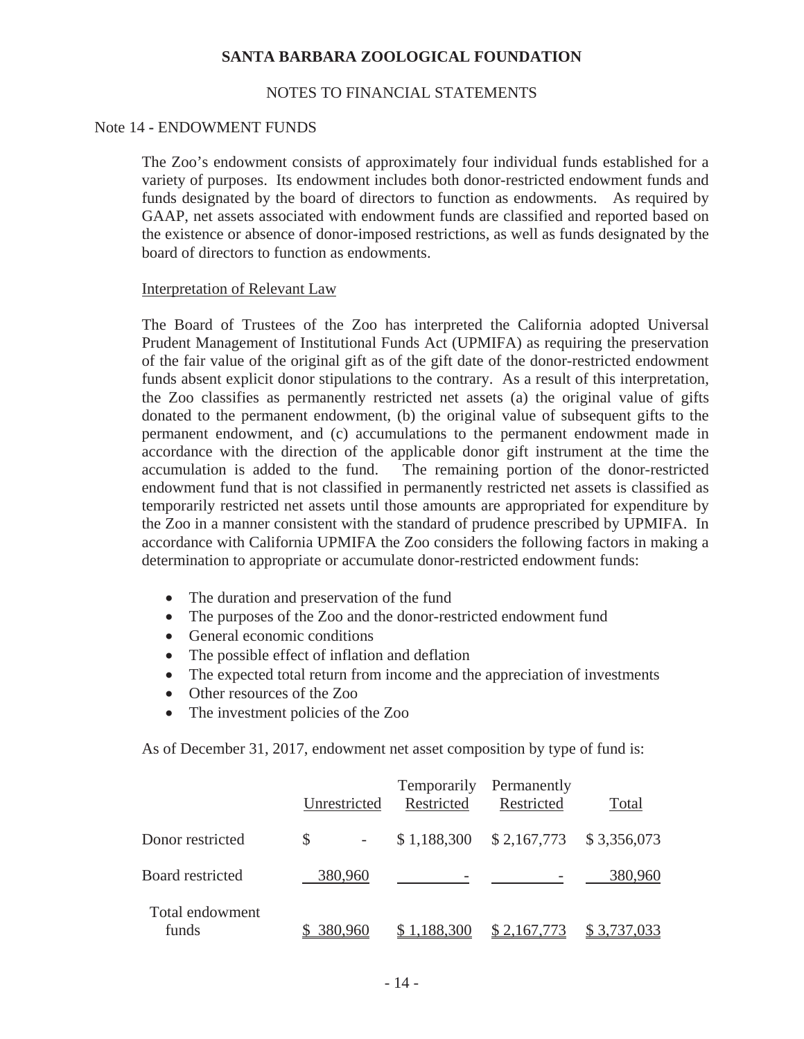# SANTA BARBARA ZOOLOGICAL FOUNDATION

## NOTES TO FINANCIAL STATEMENTS

### Note 14 - ENDOWMENT FUNDS

The Zoo's endowment consists of approximately four individual funds established for a variety of purposes. Its endowment includes both donor-restricted endowment funds and funds designated by the board of directors to function as endowments. As required by GAAP, net assets associated with endowment funds are classified and reported based on the existence or absence of donor-imposed restrictions, as well as funds designated by the board of directors to function as endowments.

Interpretation of Relevant Law

The Board of Trustees of the Zoo has interpreted the California adopted Universal Prudent Management of Institutional Funds Act (UPMIFA) as requiring the preservation of the fair value of the original gift as of the gift date of the donor-restricted endowment funds absent explicit donor stipulations to the contrary. As a result of this interpretation, the Zoo classifies as permanently restricted net assets (a) the original value of gifts donated to the permanent endowment, (b) the original value of subsequent gifts to the permanent endowment, and (c) accumulations to the permanent endowment made in accordance with the direction of the applicable donor gift instrument at the time the accumulation is added to the fund. The remaining portion of the donor-restricted endowment fund that is not classified in permanently restricted net assets is classified as temporarily restricted net assets until those amounts are appropriated for expenditure by the Zoo in a manner consistent with the standard of prudence prescribed by UPMIFA. In accordance with California UPMIFA the Zoo considers the following factors in making a determination to appropriate or accumulate donor-restricted endowment funds:

- The duration and preservation of the fund
- The purposes of the Zoo and the donor-restricted endowment fund
- General economic conditions
- The possible effect of inflation and deflation
- The expected total return from income and the appreciation of investments
- Other resources of the Zoo
- The investment policies of the Zoo

As of December 31, 2017, endowment net asset composition by type of fund is:

| | Unrestricted | Temporarily Restricted | Permanently Restricted | Total |
|---|---|---|---|---|
| Donor restricted | $ - | $ 1,188,300 | $ 2,167,773 | $ 3,356,073 |
| Board restricted | 380,960 | - | - | 380,960 |
| Total endowment funds | $ 380,960 | $ 1,188,300 | $ 2,167,773 | $ 3,737,033 |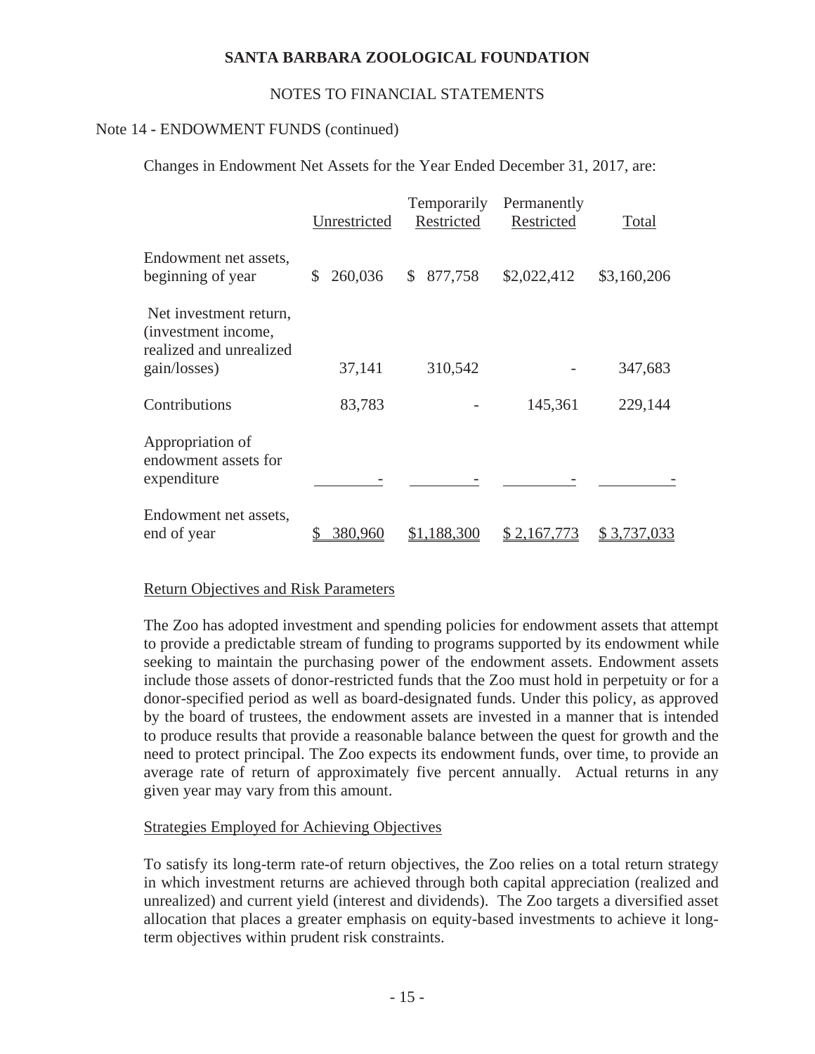# SANTA BARBARA ZOOLOGICAL FOUNDATION

## NOTES TO FINANCIAL STATEMENTS

### Note 14 - ENDOWMENT FUNDS (continued)

Changes in Endowment Net Assets for the Year Ended December 31, 2017, are:

| | Unrestricted | Temporarily Restricted | Permanently Restricted | Total |
|---|---|---|---|---|
| Endowment net assets, beginning of year | $ 260,036 | $ 877,758 | $2,022,412 | $3,160,206 |
| Net investment return, (investment income, realized and unrealized gain/losses) | 37,141 | 310,542 | - | 347,683 |
| Contributions | 83,783 | - | 145,361 | 229,144 |
| Appropriation of endowment assets for expenditure | - | - | - | - |
| Endowment net assets, end of year | $ 380,960 | $1,188,300 | $ 2,167,773 | $ 3,737,033 |

Return Objectives and Risk Parameters

The Zoo has adopted investment and spending policies for endowment assets that attempt to provide a predictable stream of funding to programs supported by its endowment while seeking to maintain the purchasing power of the endowment assets. Endowment assets include those assets of donor-restricted funds that the Zoo must hold in perpetuity or for a donor-specified period as well as board-designated funds. Under this policy, as approved by the board of trustees, the endowment assets are invested in a manner that is intended to produce results that provide a reasonable balance between the quest for growth and the need to protect principal. The Zoo expects its endowment funds, over time, to provide an average rate of return of approximately five percent annually. Actual returns in any given year may vary from this amount.

Strategies Employed for Achieving Objectives

To satisfy its long-term rate-of return objectives, the Zoo relies on a total return strategy in which investment returns are achieved through both capital appreciation (realized and unrealized) and current yield (interest and dividends). The Zoo targets a diversified asset allocation that places a greater emphasis on equity-based investments to achieve it long-term objectives within prudent risk constraints.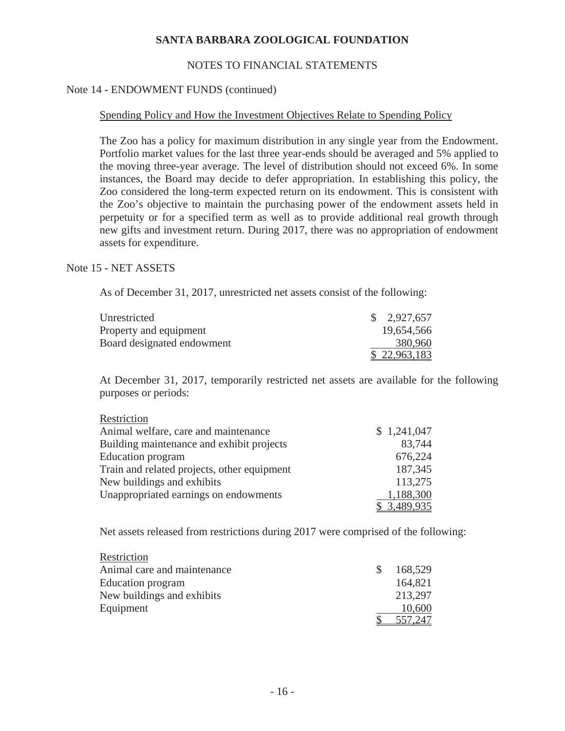# SANTA BARBARA ZOOLOGICAL FOUNDATION

## NOTES TO FINANCIAL STATEMENTS

### Note 14 - ENDOWMENT FUNDS (continued)

Spending Policy and How the Investment Objectives Relate to Spending Policy

The Zoo has a policy for maximum distribution in any single year from the Endowment. Portfolio market values for the last three year-ends should be averaged and 5% applied to the moving three-year average. The level of distribution should not exceed 6%. In some instances, the Board may decide to defer appropriation. In establishing this policy, the Zoo considered the long-term expected return on its endowment. This is consistent with the Zoo's objective to maintain the purchasing power of the endowment assets held in perpetuity or for a specified term as well as to provide additional real growth through new gifts and investment return. During 2017, there was no appropriation of endowment assets for expenditure.

### Note 15 - NET ASSETS

As of December 31, 2017, unrestricted net assets consist of the following:

| | |
|---|---|
| Unrestricted | $ 2,927,657 |
| Property and equipment | 19,654,566 |
| Board designated endowment | 380,960 |
| | $ 22,963,183 |

At December 31, 2017, temporarily restricted net assets are available for the following purposes or periods:

| Restriction | |
|---|---|
| Animal welfare, care and maintenance | $ 1,241,047 |
| Building maintenance and exhibit projects | 83,744 |
| Education program | 676,224 |
| Train and related projects, other equipment | 187,345 |
| New buildings and exhibits | 113,275 |
| Unappropriated earnings on endowments | 1,188,300 |
| | $ 3,489,935 |

Net assets released from restrictions during 2017 were comprised of the following:

| Restriction | |
|---|---|
| Animal care and maintenance | $ 168,529 |
| Education program | 164,821 |
| New buildings and exhibits | 213,297 |
| Equipment | 10,600 |
| | $ 557,247 |